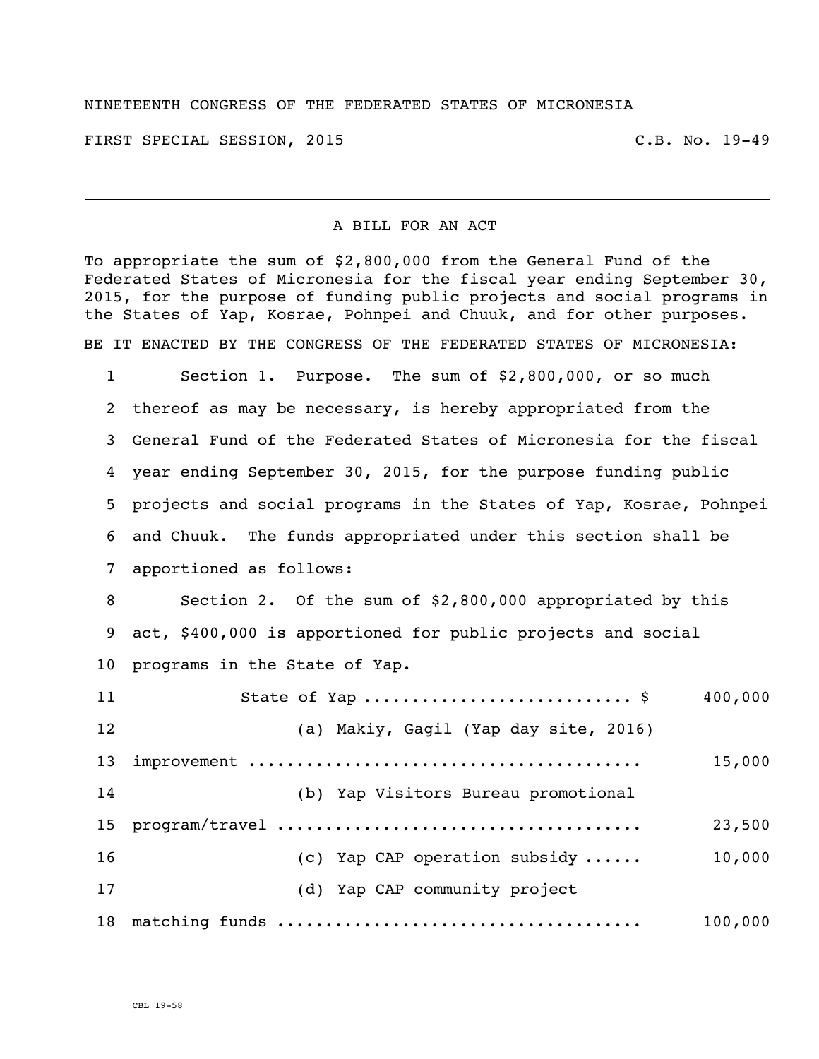NINETEENTH CONGRESS OF THE FEDERATED STATES OF MICRONESIA

FIRST SPECIAL SESSION, 2015 C.B. No. 19-49

---

A BILL FOR AN ACT

To appropriate the sum of $2,800,000 from the General Fund of the Federated States of Micronesia for the fiscal year ending September 30, 2015, for the purpose of funding public projects and social programs in the States of Yap, Kosrae, Pohnpei and Chuuk, and for other purposes.

BE IT ENACTED BY THE CONGRESS OF THE FEDERATED STATES OF MICRONESIA:

1 Section 1. Purpose. The sum of $2,800,000, or so much
2 thereof as may be necessary, is hereby appropriated from the
3 General Fund of the Federated States of Micronesia for the fiscal
4 year ending September 30, 2015, for the purpose funding public
5 projects and social programs in the States of Yap, Kosrae, Pohnpei
6 and Chuuk. The funds appropriated under this section shall be
7 apportioned as follows:

8 Section 2. Of the sum of $2,800,000 appropriated by this
9 act, $400,000 is apportioned for public projects and social
10 programs in the State of Yap.

11 State of Yap ........................... $ 400,000
12 (a) Makiy, Gagil (Yap day site, 2016)
13 improvement ........................................ 15,000
14 (b) Yap Visitors Bureau promotional
15 program/travel ..................................... 23,500
16 (c) Yap CAP operation subsidy ...... 10,000
17 (d) Yap CAP community project
18 matching funds ..................................... 100,000

CBL 19-58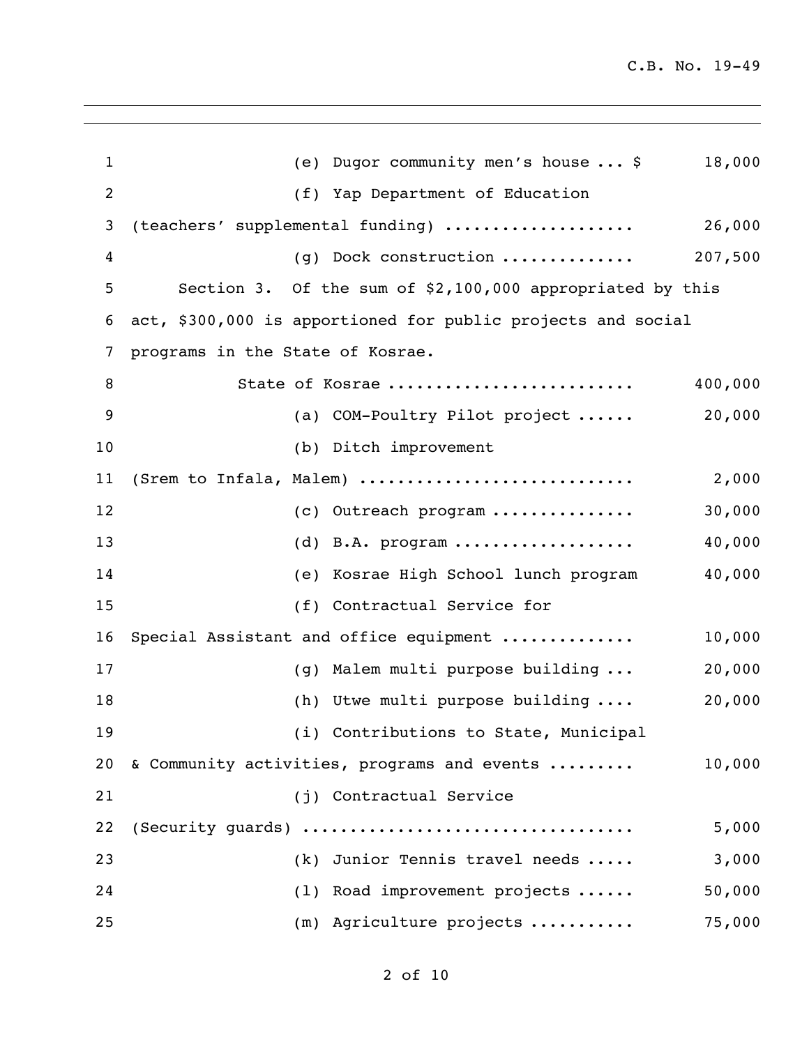(e) Dugor community men's house ... $ 18,000

(f) Yap Department of Education (teachers' supplemental funding) ................... 26,000

(g) Dock construction ............. 207,500

Section 3. Of the sum of $2,100,000 appropriated by this act, $300,000 is apportioned for public projects and social programs in the State of Kosrae.

State of Kosrae ......................... 400,000

(a) COM-Poultry Pilot project ...... 20,000

(b) Ditch improvement (Srem to Infala, Malem) ............................ 2,000

(c) Outreach program .............. 30,000

(d) B.A. program .................. 40,000

(e) Kosrae High School lunch program 40,000

(f) Contractual Service for Special Assistant and office equipment ............. 10,000

(g) Malem multi purpose building ... 20,000

(h) Utwe multi purpose building .... 20,000

(i) Contributions to State, Municipal & Community activities, programs and events ......... 10,000

(j) Contractual Service (Security guards) ................................. 5,000

(k) Junior Tennis travel needs ..... 3,000

(l) Road improvement projects ...... 50,000

(m) Agriculture projects ........... 75,000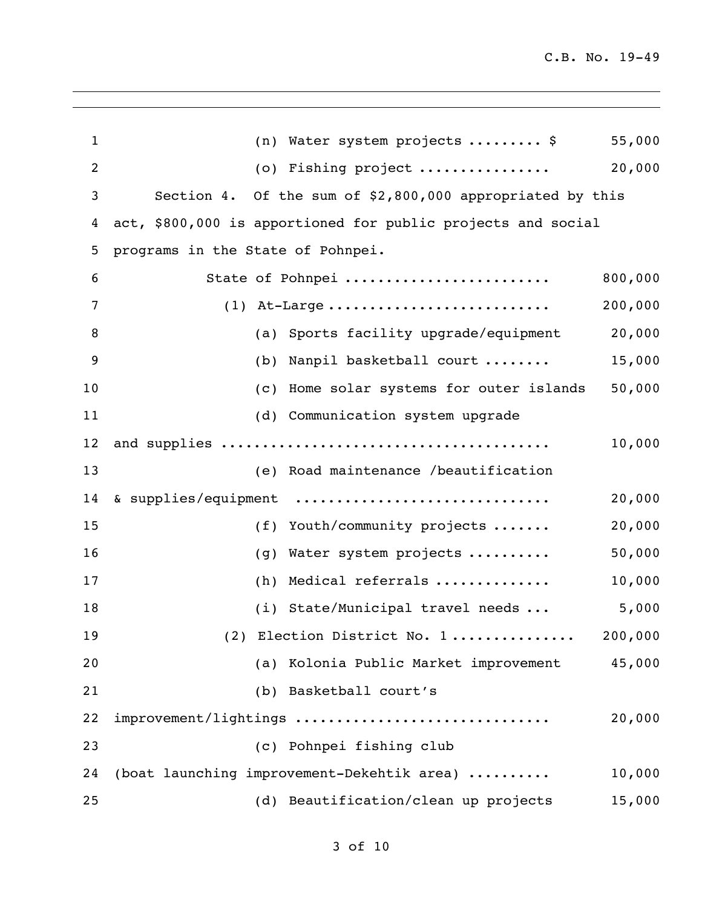(n) Water system projects ......... $ 55,000

(o) Fishing project ............... 20,000

Section 4. Of the sum of $2,800,000 appropriated by this act, $800,000 is apportioned for public projects and social programs in the State of Pohnpei.

| | |
|---|---:|
| State of Pohnpei ........................ | 800,000 |
| (1) At-Large .......................... | 200,000 |
| (a) Sports facility upgrade/equipment | 20,000 |
| (b) Nanpil basketball court ........ | 15,000 |
| (c) Home solar systems for outer islands | 50,000 |
| (d) Communication system upgrade and supplies ...................................... | 10,000 |
| (e) Road maintenance /beautification & supplies/equipment .............................. | 20,000 |
| (f) Youth/community projects ....... | 20,000 |
| (g) Water system projects .......... | 50,000 |
| (h) Medical referrals ............. | 10,000 |
| (i) State/Municipal travel needs ... | 5,000 |
| (2) Election District No. 1 ............... | 200,000 |
| (a) Kolonia Public Market improvement | 45,000 |
| (b) Basketball court's improvement/lightings ............................. | 20,000 |
| (c) Pohnpei fishing club (boat launching improvement-Dekehtik area) .......... | 10,000 |
| (d) Beautification/clean up projects | 15,000 |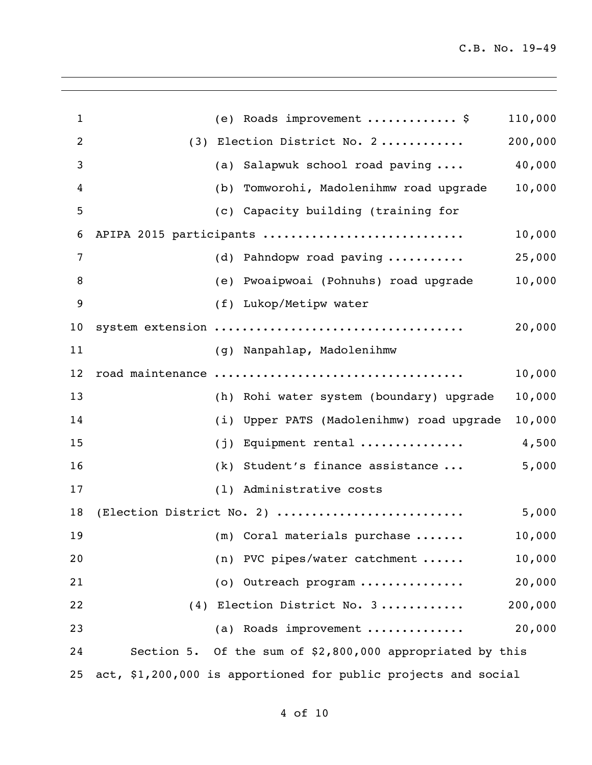(e) Roads improvement ............ $ 110,000

(3) Election District No. 2 ........... 200,000

(a) Salapwuk school road paving .... 40,000

(b) Tomworohi, Madolenihmw road upgrade 10,000

(c) Capacity building (training for APIPA 2015 participants ........................... 10,000

(d) Pahndopw road paving ........... 25,000

(e) Pwoaipwoai (Pohnuhs) road upgrade 10,000

(f) Lukop/Metipw water system extension .................................. 20,000

(g) Nanpahlap, Madolenihmw road maintenance .................................. 10,000

(h) Rohi water system (boundary) upgrade 10,000

(i) Upper PATS (Madolenihmw) road upgrade 10,000

(j) Equipment rental .............. 4,500

(k) Student's finance assistance ... 5,000

(l) Administrative costs (Election District No. 2) ......................... 5,000

(m) Coral materials purchase ....... 10,000

(n) PVC pipes/water catchment ...... 10,000

(o) Outreach program .............. 20,000

(4) Election District No. 3 ........... 200,000

(a) Roads improvement ............. 20,000

Section 5. Of the sum of $2,800,000 appropriated by this act, $1,200,000 is apportioned for public projects and social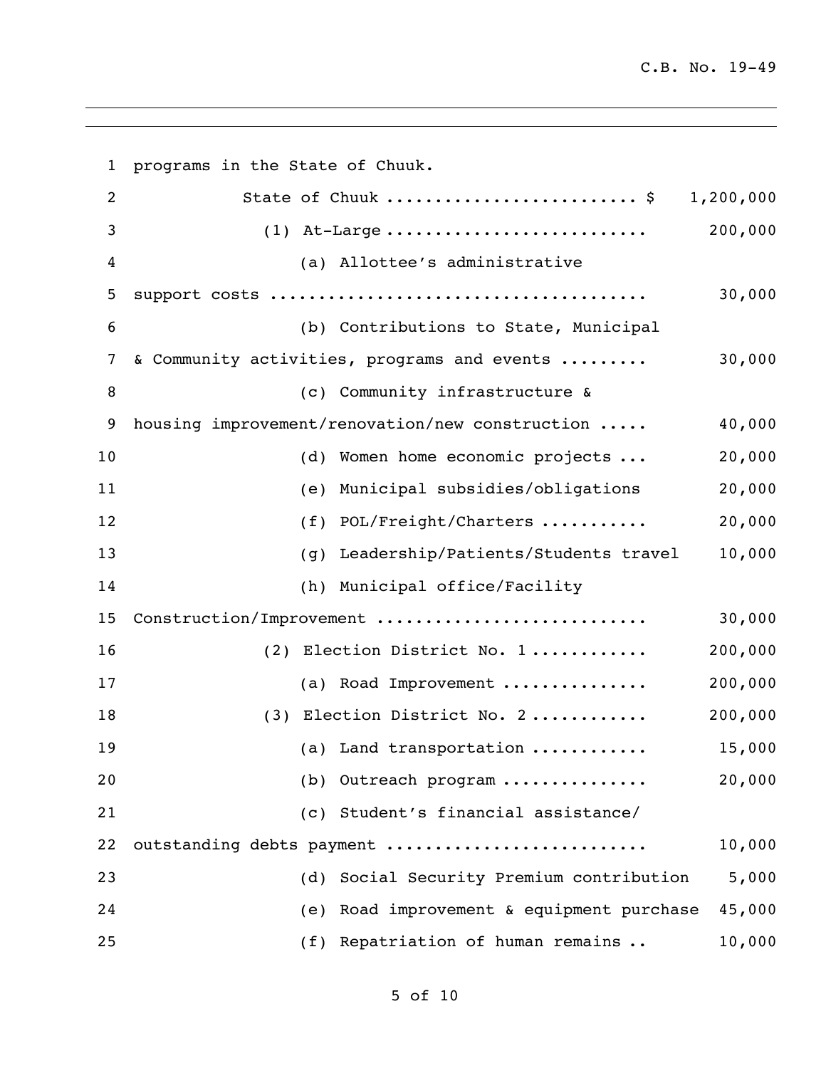programs in the State of Chuuk.

| | |
|---|---|
| State of Chuuk ........................ $ | 1,200,000 |
| (1) At-Large .......................... | 200,000 |
| (a) Allottee's administrative support costs ...................................... | 30,000 |
| (b) Contributions to State, Municipal & Community activities, programs and events ......... | 30,000 |
| (c) Community infrastructure & housing improvement/renovation/new construction ..... | 40,000 |
| (d) Women home economic projects ... | 20,000 |
| (e) Municipal subsidies/obligations | 20,000 |
| (f) POL/Freight/Charters .......... | 20,000 |
| (g) Leadership/Patients/Students travel | 10,000 |
| (h) Municipal office/Facility Construction/Improvement ............................ | 30,000 |
| (2) Election District No. 1 ........... | 200,000 |
| (a) Road Improvement .............. | 200,000 |
| (3) Election District No. 2 ........... | 200,000 |
| (a) Land transportation ........... | 15,000 |
| (b) Outreach program .............. | 20,000 |
| (c) Student's financial assistance/ outstanding debts payment ......................... | 10,000 |
| (d) Social Security Premium contribution | 5,000 |
| (e) Road improvement & equipment purchase | 45,000 |
| (f) Repatriation of human remains .. | 10,000 |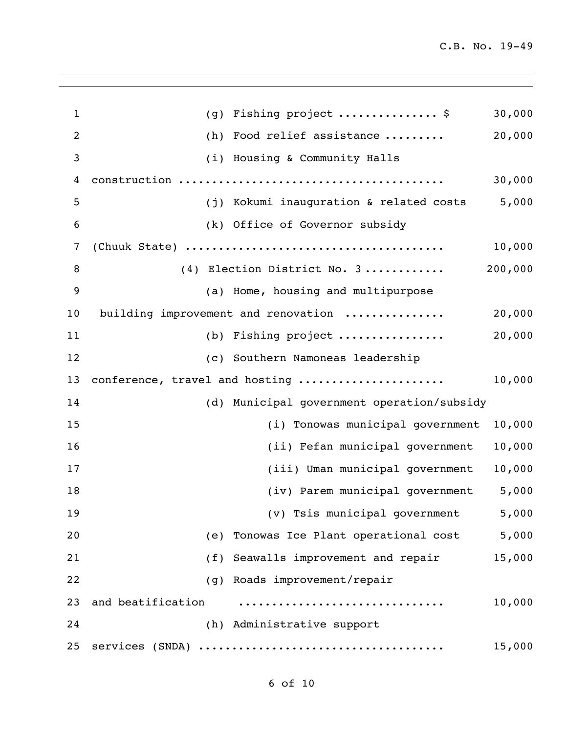(g) Fishing project .............. $ 30,000

(h) Food relief assistance ......... 20,000

(i) Housing & Community Halls construction ...................................... 30,000

(j) Kokumi inauguration & related costs 5,000

(k) Office of Governor subsidy (Chuuk State) ..................................... 10,000

(4) Election District No. 3 ........... 200,000

(a) Home, housing and multipurpose building improvement and renovation .............. 20,000

(b) Fishing project ............... 20,000

(c) Southern Namoneas leadership conference, travel and hosting .................... 10,000

(d) Municipal government operation/subsidy

(i) Tonowas municipal government 10,000

(ii) Fefan municipal government 10,000

(iii) Uman municipal government 10,000

(iv) Parem municipal government 5,000

(v) Tsis municipal government 5,000

(e) Tonowas Ice Plant operational cost 5,000

(f) Seawalls improvement and repair 15,000

(g) Roads improvement/repair and beatification ............................. 10,000

(h) Administrative support services (SNDA) .................................. 15,000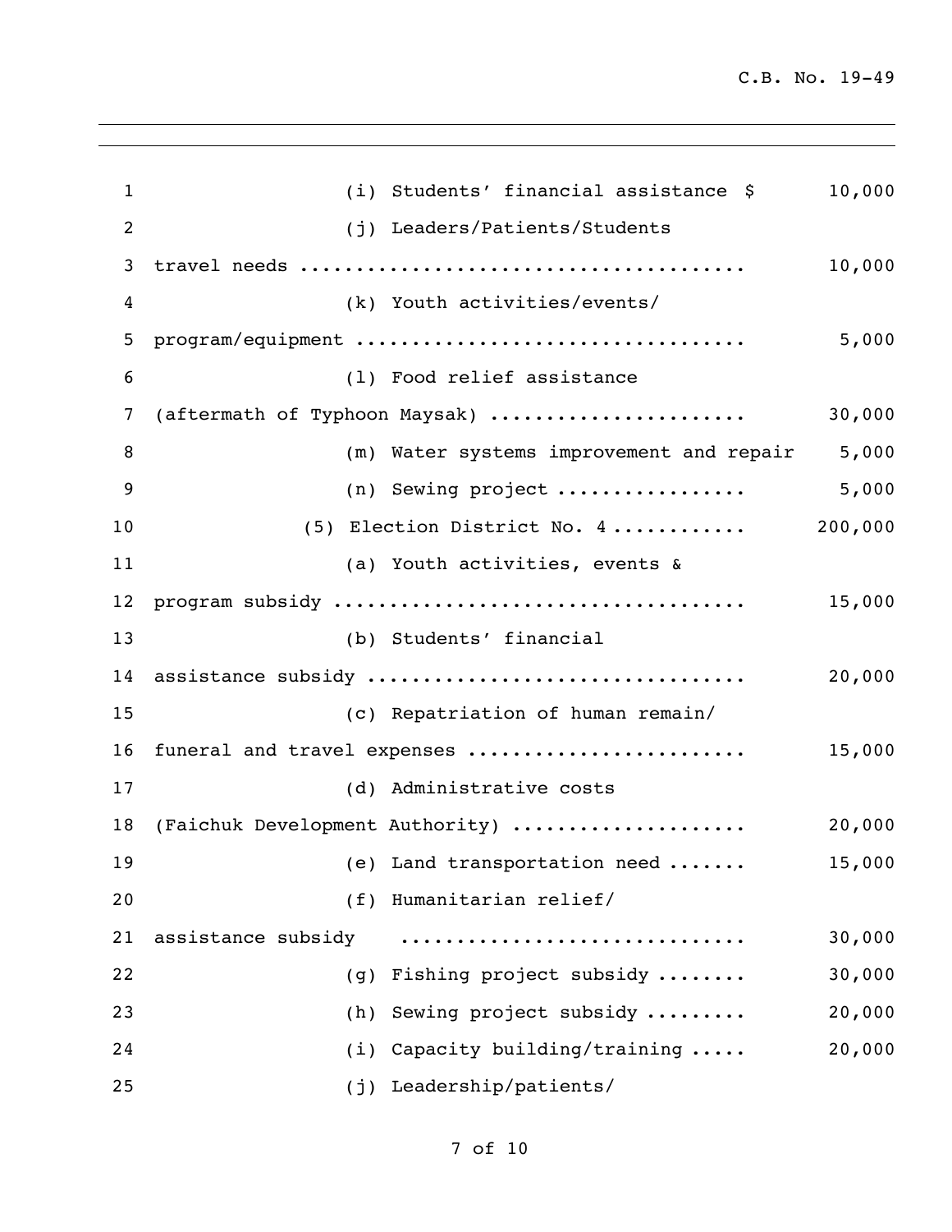| | | |
|---|---|---|
| 1 | (i) Students' financial assistance $ | 10,000 |
| 2 | (j) Leaders/Patients/Students | |
| 3 | travel needs ....................................... | 10,000 |
| 4 | (k) Youth activities/events/ | |
| 5 | program/equipment .................................. | 5,000 |
| 6 | (l) Food relief assistance | |
| 7 | (aftermath of Typhoon Maysak) ...................... | 30,000 |
| 8 | (m) Water systems improvement and repair | 5,000 |
| 9 | (n) Sewing project ................ | 5,000 |
| 10 | (5) Election District No. 4 ........... | 200,000 |
| 11 | (a) Youth activities, events & | |
| 12 | program subsidy .................................... | 15,000 |
| 13 | (b) Students' financial | |
| 14 | assistance subsidy ................................. | 20,000 |
| 15 | (c) Repatriation of human remain/ | |
| 16 | funeral and travel expenses ........................ | 15,000 |
| 17 | (d) Administrative costs | |
| 18 | (Faichuk Development Authority) .................... | 20,000 |
| 19 | (e) Land transportation need ....... | 15,000 |
| 20 | (f) Humanitarian relief/ | |
| 21 | assistance subsidy .............................. | 30,000 |
| 22 | (g) Fishing project subsidy ........ | 30,000 |
| 23 | (h) Sewing project subsidy ......... | 20,000 |
| 24 | (i) Capacity building/training ..... | 20,000 |
| 25 | (j) Leadership/patients/ | |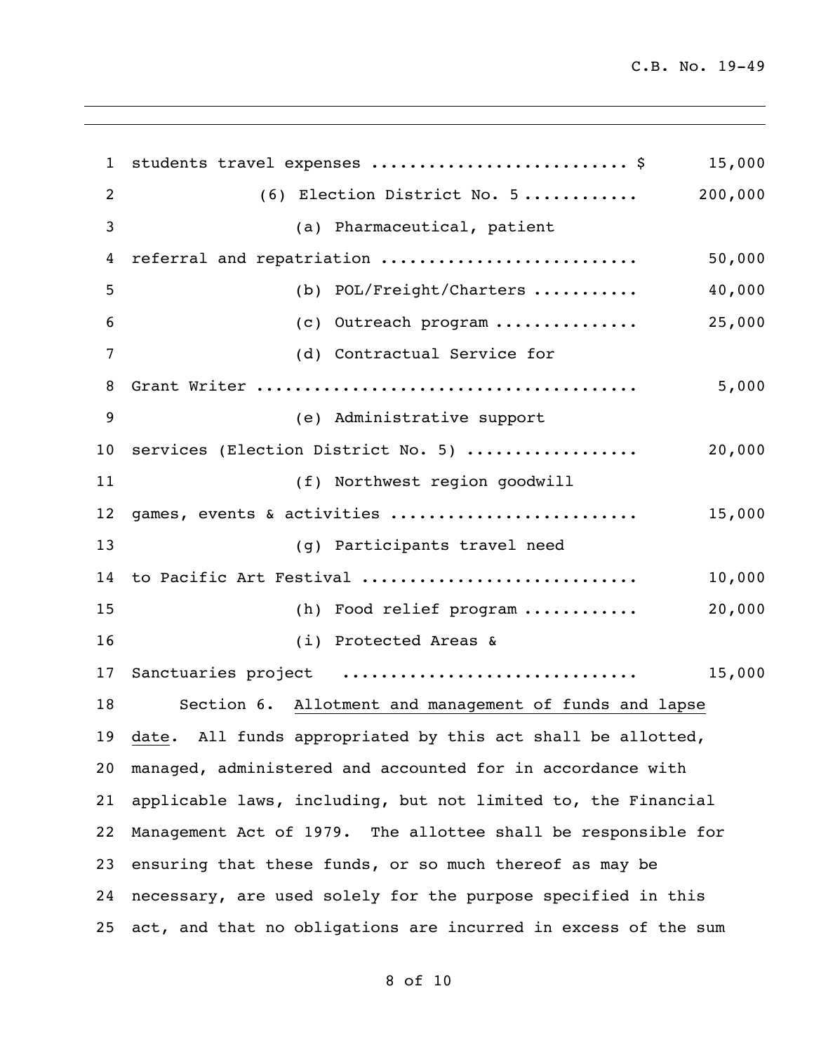students travel expenses .......................... $ 15,000

(6) Election District No. 5 ........... 200,000

(a) Pharmaceutical, patient referral and repatriation .......................... 50,000

(b) POL/Freight/Charters ........... 40,000

(c) Outreach program ............... 25,000

(d) Contractual Service for Grant Writer ...................................... 5,000

(e) Administrative support services (Election District No. 5) ................. 20,000

(f) Northwest region goodwill games, events & activities ......................... 15,000

(g) Participants travel need to Pacific Art Festival ............................ 10,000

(h) Food relief program ............ 20,000

(i) Protected Areas & Sanctuaries project .............................. 15,000

Section 6. Allotment and management of funds and lapse date. All funds appropriated by this act shall be allotted, managed, administered and accounted for in accordance with applicable laws, including, but not limited to, the Financial Management Act of 1979. The allottee shall be responsible for ensuring that these funds, or so much thereof as may be necessary, are used solely for the purpose specified in this act, and that no obligations are incurred in excess of the sum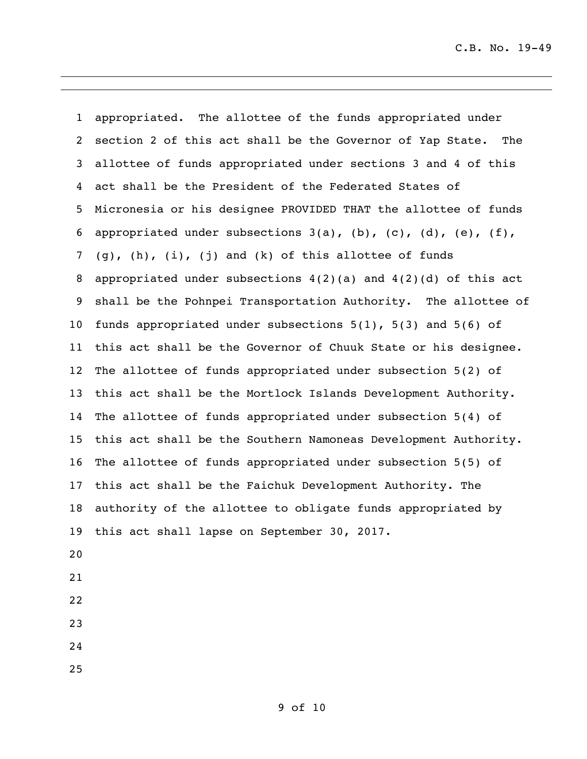appropriated. The allottee of the funds appropriated under section 2 of this act shall be the Governor of Yap State. The allottee of funds appropriated under sections 3 and 4 of this act shall be the President of the Federated States of Micronesia or his designee PROVIDED THAT the allottee of funds appropriated under subsections 3(a), (b), (c), (d), (e), (f), (g), (h), (i), (j) and (k) of this allottee of funds appropriated under subsections 4(2)(a) and 4(2)(d) of this act shall be the Pohnpei Transportation Authority. The allottee of funds appropriated under subsections 5(1), 5(3) and 5(6) of this act shall be the Governor of Chuuk State or his designee. The allottee of funds appropriated under subsection 5(2) of this act shall be the Mortlock Islands Development Authority. The allottee of funds appropriated under subsection 5(4) of this act shall be the Southern Namoneas Development Authority. The allottee of funds appropriated under subsection 5(5) of this act shall be the Faichuk Development Authority. The authority of the allottee to obligate funds appropriated by this act shall lapse on September 30, 2017.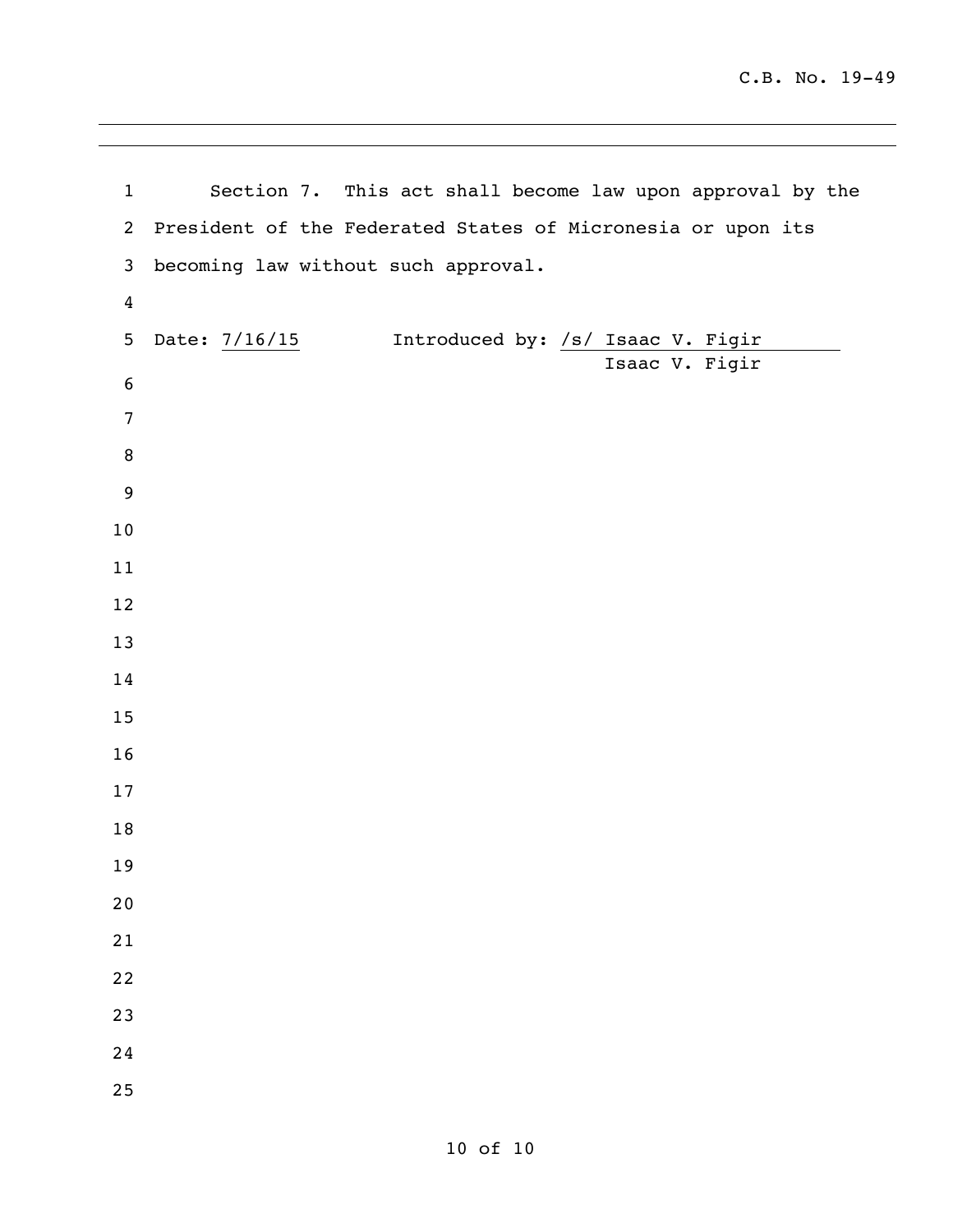Section 7. This act shall become law upon approval by the President of the Federated States of Micronesia or upon its becoming law without such approval.

Date: 7/16/15 Introduced by: /s/ Isaac V. Figir

Isaac V. Figir